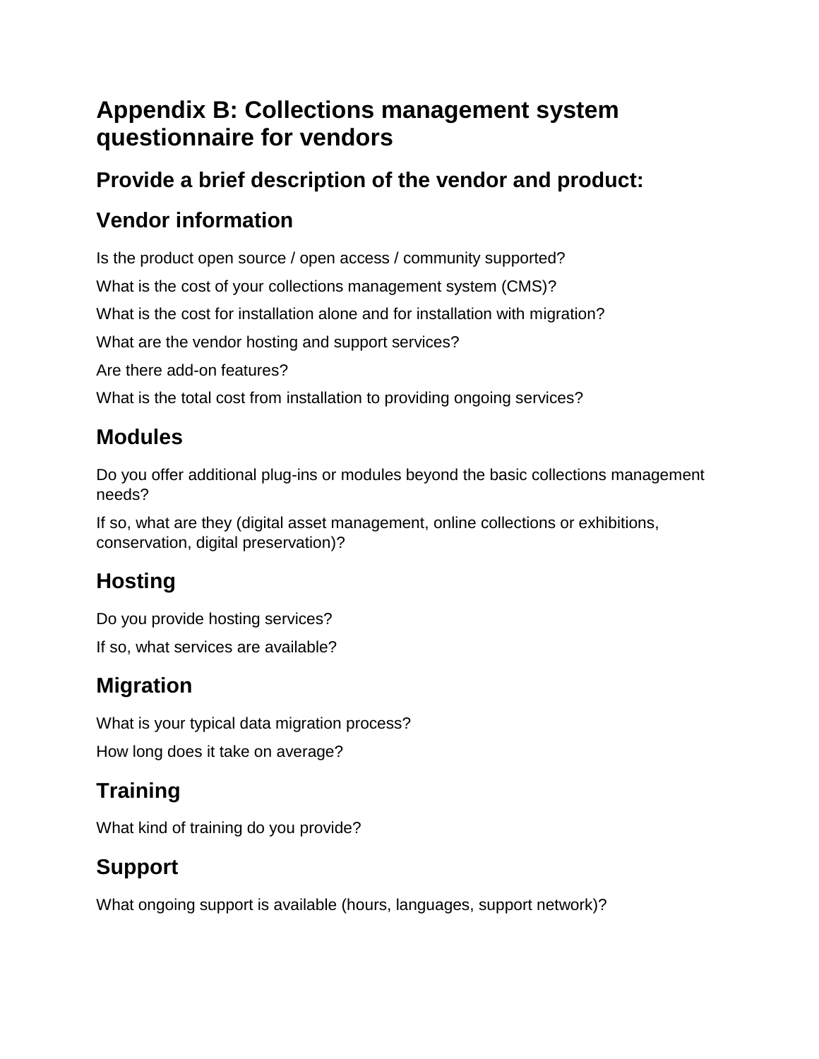# Appendix B: Collections management system questionnaire for vendors

## Provide a brief description of the vendor and product:

## Vendor information

Is the product open source / open access / community supported?

What is the cost of your collections management system (CMS)?

What is the cost for installation alone and for installation with migration?

What are the vendor hosting and support services?

Are there add-on features?

What is the total cost from installation to providing ongoing services?

## Modules

Do you offer additional plug-ins or modules beyond the basic collections management needs?

If so, what are they (digital asset management, online collections or exhibitions, conservation, digital preservation)?

## Hosting

Do you provide hosting services?

If so, what services are available?

## Migration

What is your typical data migration process?

How long does it take on average?

## Training

What kind of training do you provide?

## Support

What ongoing support is available (hours, languages, support network)?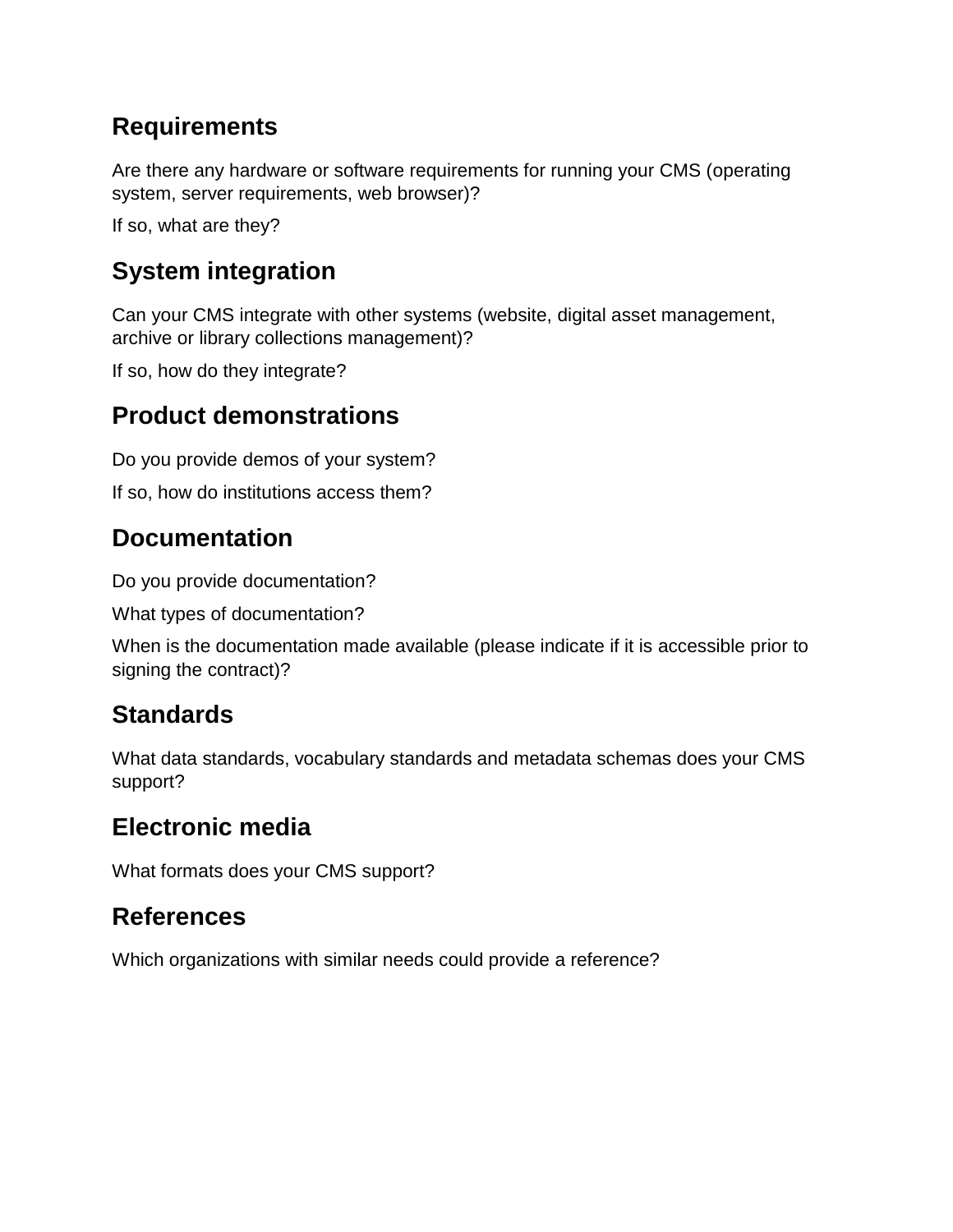## Requirements

Are there any hardware or software requirements for running your CMS (operating system, server requirements, web browser)?

If so, what are they?

## System integration

Can your CMS integrate with other systems (website, digital asset management, archive or library collections management)?

If so, how do they integrate?

## Product demonstrations

Do you provide demos of your system?

If so, how do institutions access them?

## Documentation

Do you provide documentation?

What types of documentation?

When is the documentation made available (please indicate if it is accessible prior to signing the contract)?

## Standards

What data standards, vocabulary standards and metadata schemas does your CMS support?

## Electronic media

What formats does your CMS support?

## References

Which organizations with similar needs could provide a reference?